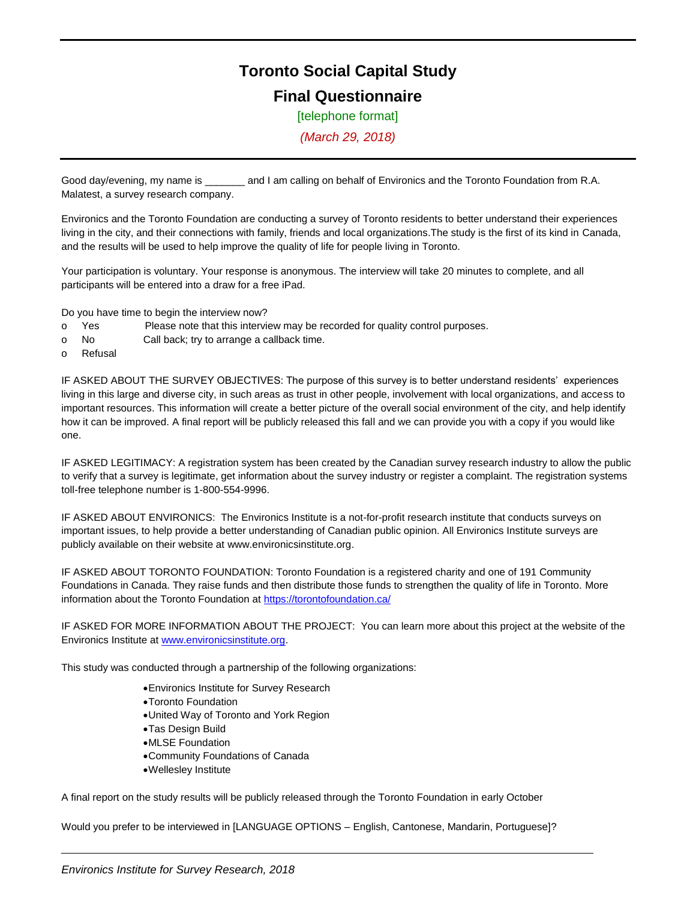# Toronto Social Capital Study

## Final Questionnaire

[telephone format]

*(March 29, 2018)*

Good day/evening, my name is _______ and I am calling on behalf of Environics and the Toronto Foundation from R.A. Malatest, a survey research company.

Environics and the Toronto Foundation are conducting a survey of Toronto residents to better understand their experiences living in the city, and their connections with family, friends and local organizations.The study is the first of its kind in Canada, and the results will be used to help improve the quality of life for people living in Toronto.

Your participation is voluntary. Your response is anonymous. The interview will take 20 minutes to complete, and all participants will be entered into a draw for a free iPad.

Do you have time to begin the interview now?

- o Yes Please note that this interview may be recorded for quality control purposes.
- o No Call back; try to arrange a callback time.
- o Refusal

IF ASKED ABOUT THE SURVEY OBJECTIVES: The purpose of this survey is to better understand residents' experiences living in this large and diverse city, in such areas as trust in other people, involvement with local organizations, and access to important resources. This information will create a better picture of the overall social environment of the city, and help identify how it can be improved. A final report will be publicly released this fall and we can provide you with a copy if you would like one.

IF ASKED LEGITIMACY: A registration system has been created by the Canadian survey research industry to allow the public to verify that a survey is legitimate, get information about the survey industry or register a complaint. The registration systems toll-free telephone number is 1-800-554-9996.

IF ASKED ABOUT ENVIRONICS: The Environics Institute is a not-for-profit research institute that conducts surveys on important issues, to help provide a better understanding of Canadian public opinion. All Environics Institute surveys are publicly available on their website at www.environicsinstitute.org.

IF ASKED ABOUT TORONTO FOUNDATION: Toronto Foundation is a registered charity and one of 191 Community Foundations in Canada. They raise funds and then distribute those funds to strengthen the quality of life in Toronto. More information about the Toronto Foundation at https://torontofoundation.ca/

IF ASKED FOR MORE INFORMATION ABOUT THE PROJECT: You can learn more about this project at the website of the Environics Institute at www.environicsinstitute.org.

This study was conducted through a partnership of the following organizations:

- Environics Institute for Survey Research
- Toronto Foundation
- United Way of Toronto and York Region
- Tas Design Build
- MLSE Foundation
- Community Foundations of Canada
- Wellesley Institute

A final report on the study results will be publicly released through the Toronto Foundation in early October

Would you prefer to be interviewed in [LANGUAGE OPTIONS – English, Cantonese, Mandarin, Portuguese]?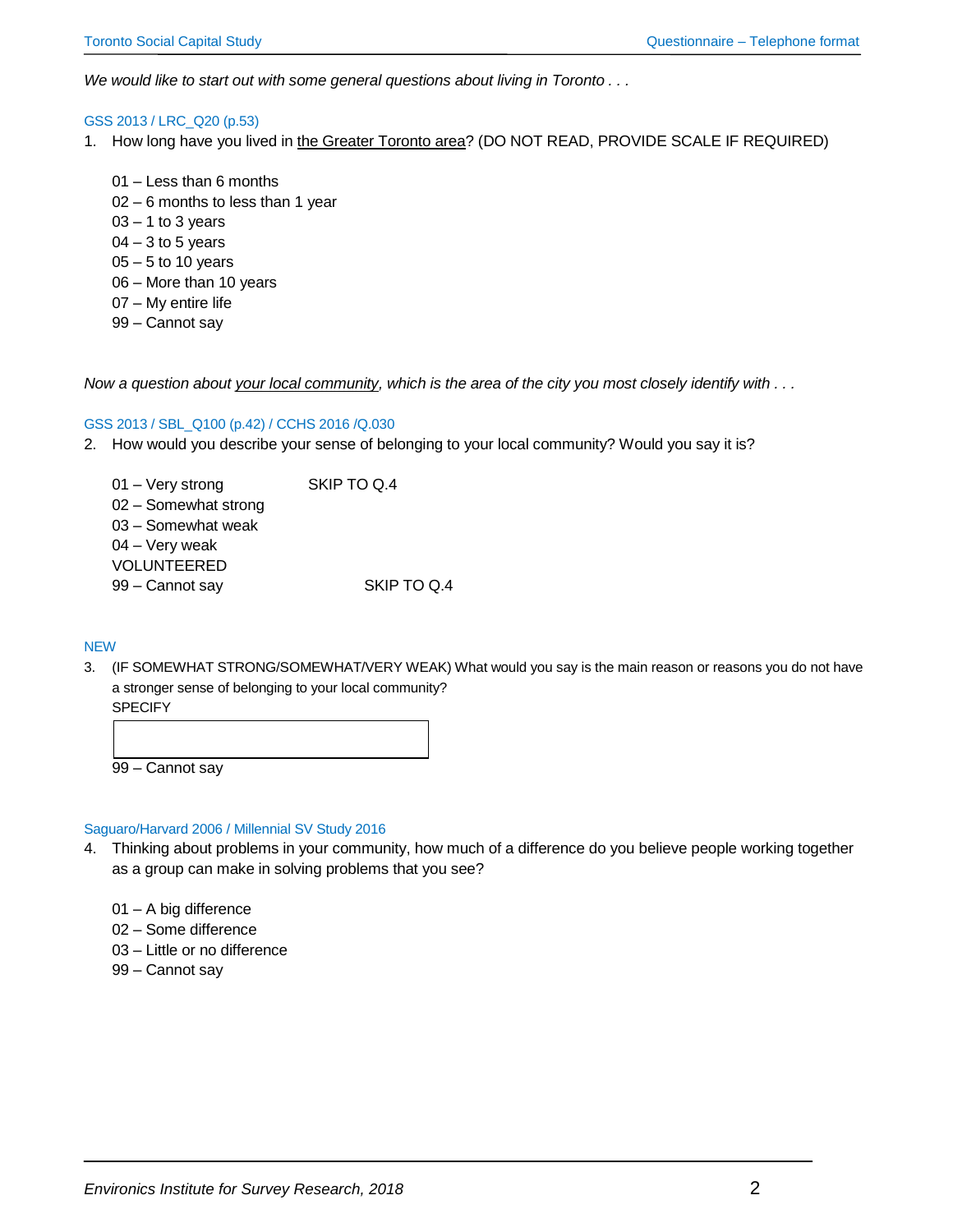*We would like to start out with some general questions about living in Toronto . . .*

GSS 2013 / LRC_Q20 (p.53)

1. How long have you lived in the Greater Toronto area? (DO NOT READ, PROVIDE SCALE IF REQUIRED)

   01 – Less than 6 months
   02 – 6 months to less than 1 year
   03 – 1 to 3 years
   04 – 3 to 5 years
   05 – 5 to 10 years
   06 – More than 10 years
   07 – My entire life
   99 – Cannot say

*Now a question about your local community, which is the area of the city you most closely identify with . . .*

GSS 2013 / SBL_Q100 (p.42) / CCHS 2016 /Q.030

2. How would you describe your sense of belonging to your local community? Would you say it is?

   01 – Very strong SKIP TO Q.4
   02 – Somewhat strong
   03 – Somewhat weak
   04 – Very weak
   VOLUNTEERED
   99 – Cannot say SKIP TO Q.4

NEW

3. (IF SOMEWHAT STRONG/SOMEWHAT/VERY WEAK) What would you say is the main reason or reasons you do not have a stronger sense of belonging to your local community?
   SPECIFY

   [ ]

   99 – Cannot say

Saguaro/Harvard 2006 / Millennial SV Study 2016

4. Thinking about problems in your community, how much of a difference do you believe people working together as a group can make in solving problems that you see?

   01 – A big difference
   02 – Some difference
   03 – Little or no difference
   99 – Cannot say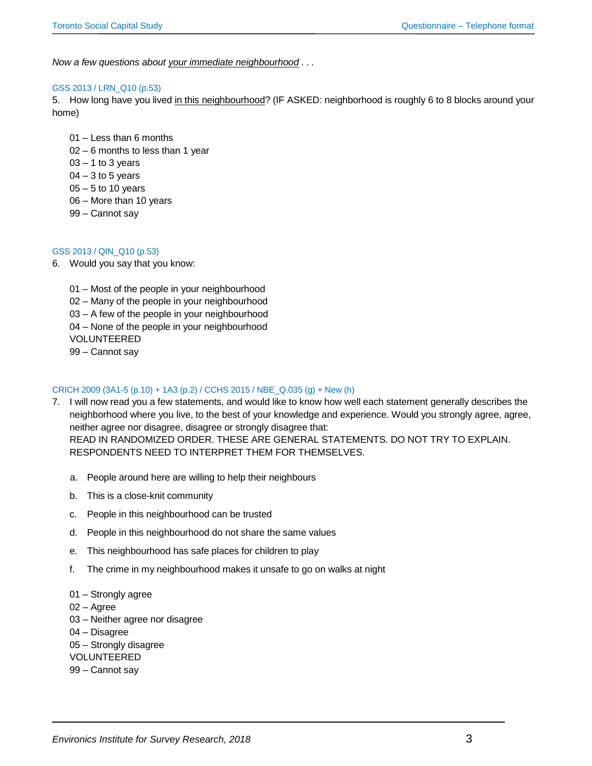*Now a few questions about your immediate neighbourhood . . .*

GSS 2013 / LRN_Q10 (p.53)

5. How long have you lived in this neighbourhood? (IF ASKED: neighborhood is roughly 6 to 8 blocks around your home)

   01 – Less than 6 months
   02 – 6 months to less than 1 year
   03 – 1 to 3 years
   04 – 3 to 5 years
   05 – 5 to 10 years
   06 – More than 10 years
   99 – Cannot say

GSS 2013 / QIN_Q10 (p.53)

6. Would you say that you know:

   01 – Most of the people in your neighbourhood
   02 – Many of the people in your neighbourhood
   03 – A few of the people in your neighbourhood
   04 – None of the people in your neighbourhood
   VOLUNTEERED
   99 – Cannot say

CRICH 2009 (3A1-5 (p.10) + 1A3 (p.2) / CCHS 2015 / NBE_Q.035 (g) + New (h)

7. I will now read you a few statements, and would like to know how well each statement generally describes the neighborhood where you live, to the best of your knowledge and experience. Would you strongly agree, agree, neither agree nor disagree, disagree or strongly disagree that:
   READ IN RANDOMIZED ORDER. THESE ARE GENERAL STATEMENTS. DO NOT TRY TO EXPLAIN. RESPONDENTS NEED TO INTERPRET THEM FOR THEMSELVES.

   a. People around here are willing to help their neighbours
   b. This is a close-knit community
   c. People in this neighbourhood can be trusted
   d. People in this neighbourhood do not share the same values
   e. This neighbourhood has safe places for children to play
   f. The crime in my neighbourhood makes it unsafe to go on walks at night

   01 – Strongly agree
   02 – Agree
   03 – Neither agree nor disagree
   04 – Disagree
   05 – Strongly disagree
   VOLUNTEERED
   99 – Cannot say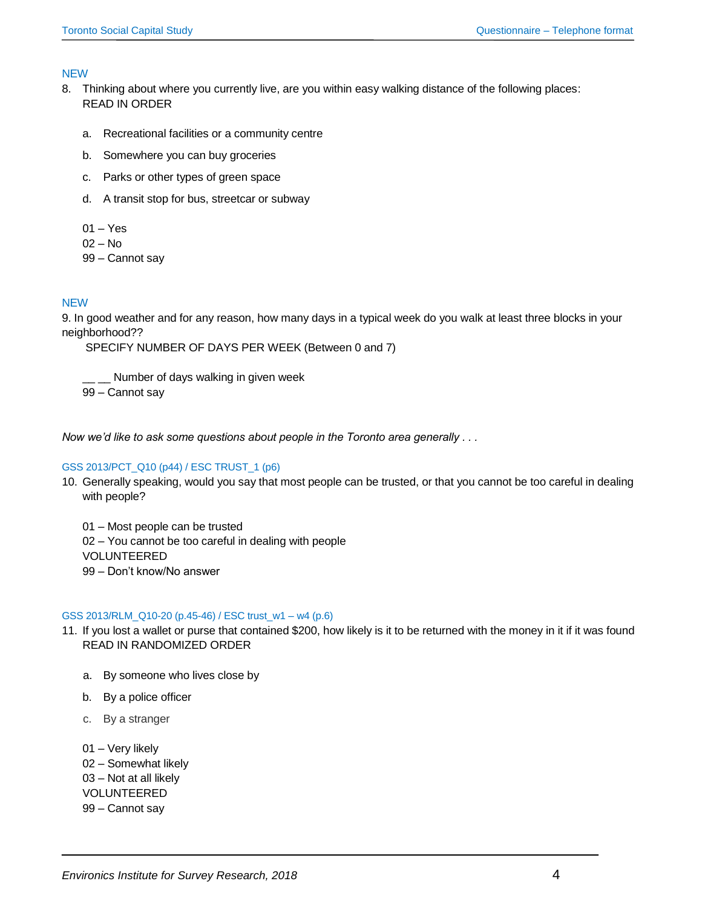NEW

8. Thinking about where you currently live, are you within easy walking distance of the following places:
   READ IN ORDER

   a. Recreational facilities or a community centre
   b. Somewhere you can buy groceries
   c. Parks or other types of green space
   d. A transit stop for bus, streetcar or subway

   01 – Yes
   02 – No
   99 – Cannot say

NEW

9. In good weather and for any reason, how many days in a typical week do you walk at least three blocks in your neighborhood??
   SPECIFY NUMBER OF DAYS PER WEEK (Between 0 and 7)

   __ __ Number of days walking in given week
   99 – Cannot say

*Now we'd like to ask some questions about people in the Toronto area generally . . .*

GSS 2013/PCT_Q10 (p44) / ESC TRUST_1 (p6)

10. Generally speaking, would you say that most people can be trusted, or that you cannot be too careful in dealing with people?

    01 – Most people can be trusted
    02 – You cannot be too careful in dealing with people
    VOLUNTEERED
    99 – Don't know/No answer

GSS 2013/RLM_Q10-20 (p.45-46) / ESC trust_w1 – w4 (p.6)

11. If you lost a wallet or purse that contained $200, how likely is it to be returned with the money in it if it was found
    READ IN RANDOMIZED ORDER

    a. By someone who lives close by
    b. By a police officer
    c. By a stranger

    01 – Very likely
    02 – Somewhat likely
    03 – Not at all likely
    VOLUNTEERED
    99 – Cannot say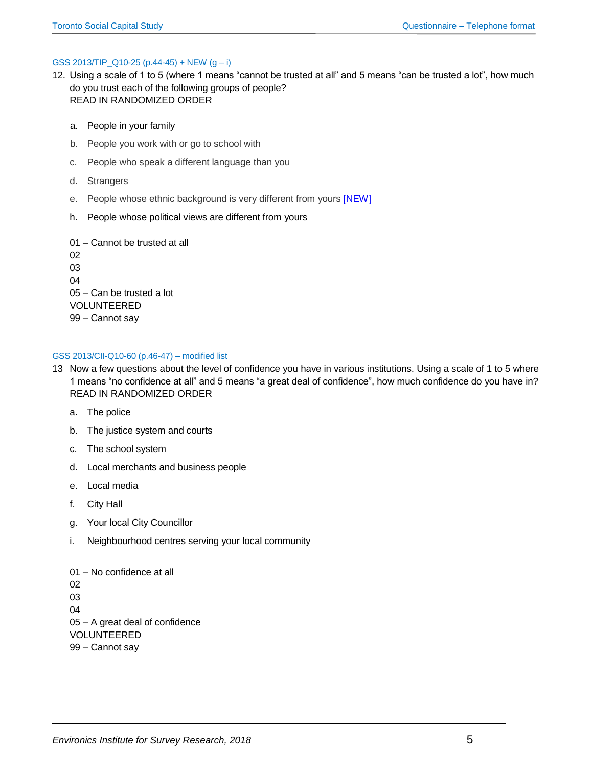GSS 2013/TIP_Q10-25 (p.44-45) + NEW (g – i)

12. Using a scale of 1 to 5 (where 1 means "cannot be trusted at all" and 5 means "can be trusted a lot", how much do you trust each of the following groups of people?
READ IN RANDOMIZED ORDER

   a. People in your family
   b. People you work with or go to school with
   c. People who speak a different language than you
   d. Strangers
   e. People whose ethnic background is very different from yours [NEW]
   h. People whose political views are different from yours

01 – Cannot be trusted at all
02
03
04
05 – Can be trusted a lot
VOLUNTEERED
99 – Cannot say

GSS 2013/CII-Q10-60 (p.46-47) – modified list

13 Now a few questions about the level of confidence you have in various institutions. Using a scale of 1 to 5 where 1 means "no confidence at all" and 5 means "a great deal of confidence", how much confidence do you have in?
READ IN RANDOMIZED ORDER

   a. The police
   b. The justice system and courts
   c. The school system
   d. Local merchants and business people
   e. Local media
   f. City Hall
   g. Your local City Councillor
   i. Neighbourhood centres serving your local community

01 – No confidence at all
02
03
04
05 – A great deal of confidence
VOLUNTEERED
99 – Cannot say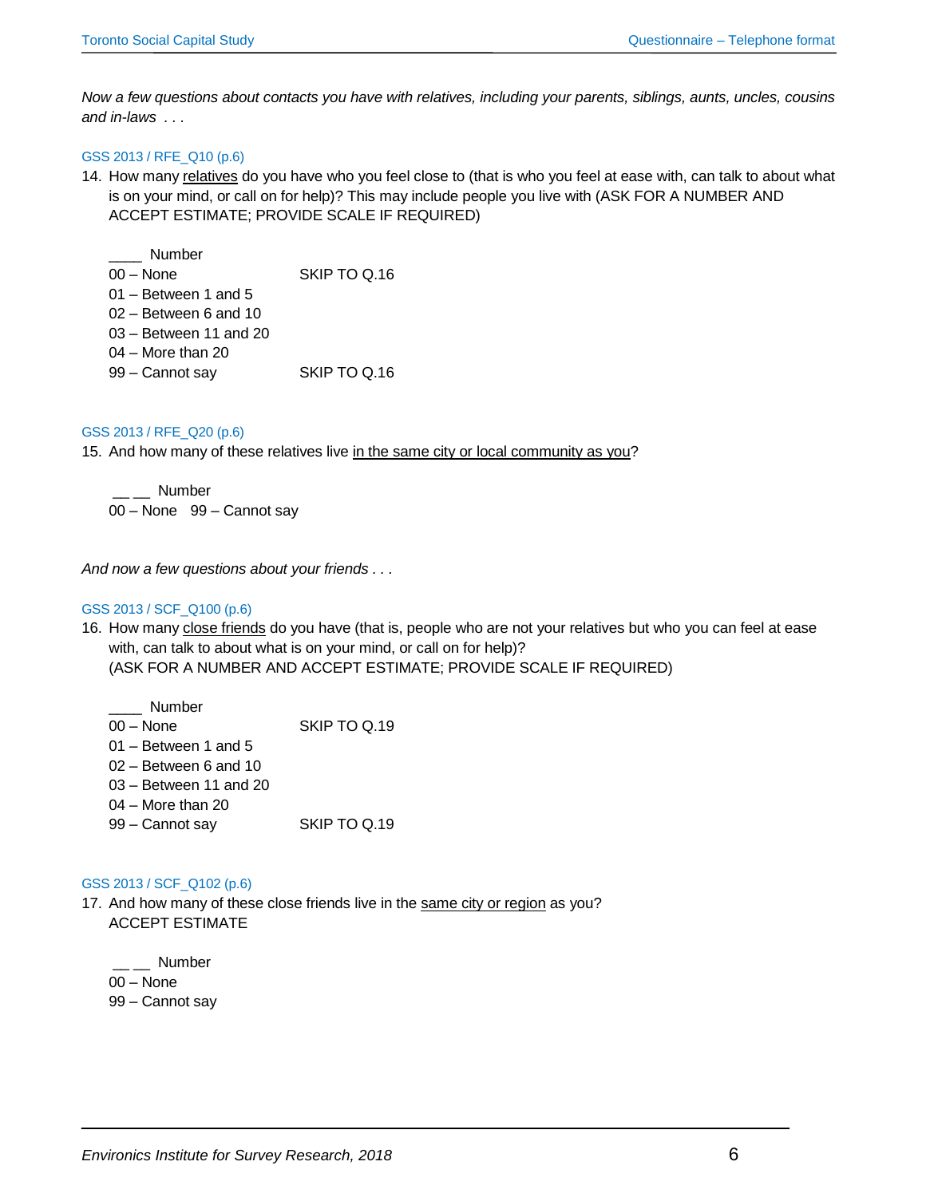*Now a few questions about contacts you have with relatives, including your parents, siblings, aunts, uncles, cousins and in-laws . . .*

GSS 2013 / RFE_Q10 (p.6)

14. How many <u>relatives</u> do you have who you feel close to (that is who you feel at ease with, can talk to about what is on your mind, or call on for help)? This may include people you live with (ASK FOR A NUMBER AND ACCEPT ESTIMATE; PROVIDE SCALE IF REQUIRED)

____ Number
00 – None  SKIP TO Q.16
01 – Between 1 and 5
02 – Between 6 and 10
03 – Between 11 and 20
04 – More than 20
99 – Cannot say  SKIP TO Q.16

GSS 2013 / RFE_Q20 (p.6)

15. And how many of these relatives live <u>in the same city or local community as you</u>?

__ __ Number
00 – None  99 – Cannot say

*And now a few questions about your friends . . .*

GSS 2013 / SCF_Q100 (p.6)

16. How many <u>close friends</u> do you have (that is, people who are not your relatives but who you can feel at ease with, can talk to about what is on your mind, or call on for help)?
(ASK FOR A NUMBER AND ACCEPT ESTIMATE; PROVIDE SCALE IF REQUIRED)

____ Number
00 – None  SKIP TO Q.19
01 – Between 1 and 5
02 – Between 6 and 10
03 – Between 11 and 20
04 – More than 20
99 – Cannot say  SKIP TO Q.19

GSS 2013 / SCF_Q102 (p.6)

17. And how many of these close friends live in the <u>same city or region</u> as you?
ACCEPT ESTIMATE

__ __ Number
00 – None
99 – Cannot say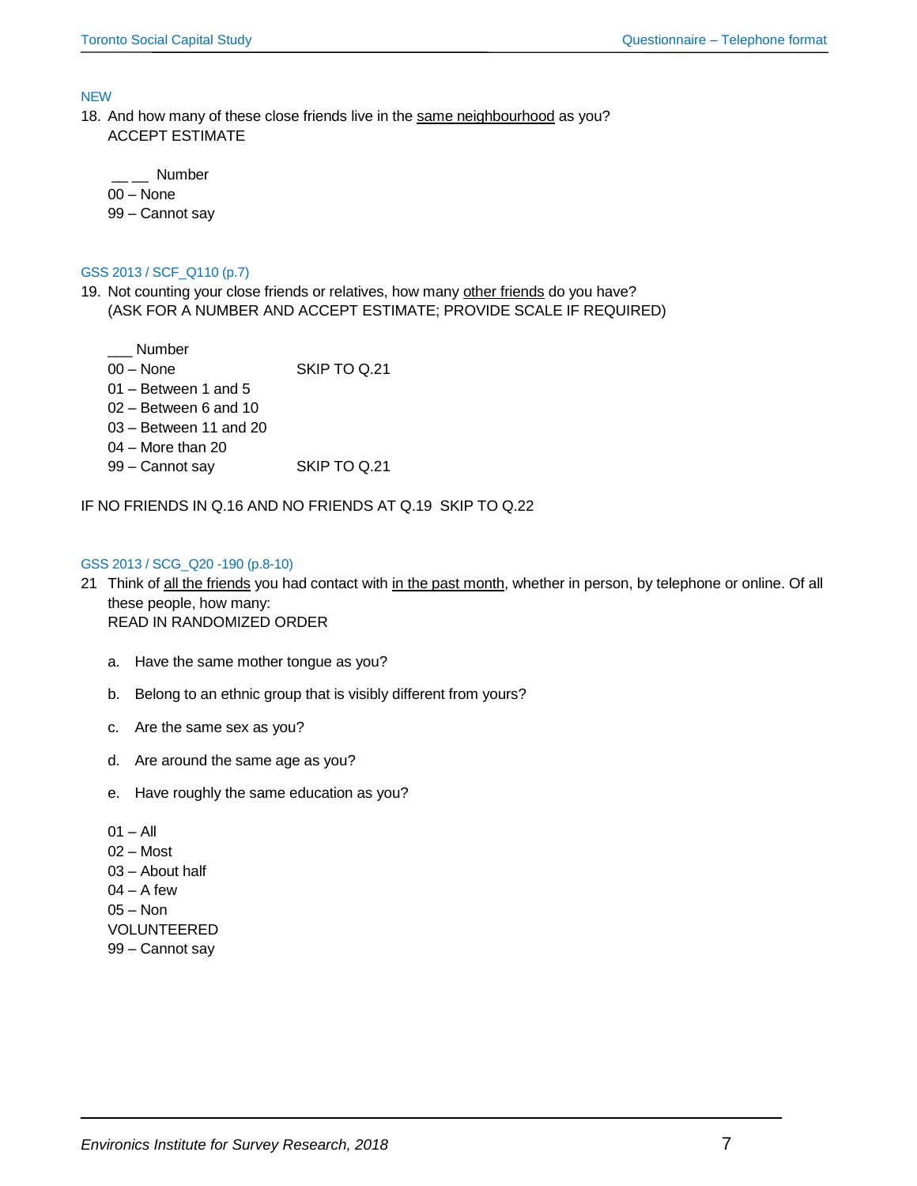NEW

18. And how many of these close friends live in the <u>same neighbourhood</u> as you?
ACCEPT ESTIMATE

__ __ Number
00 – None
99 – Cannot say

GSS 2013 / SCF_Q110 (p.7)

19. Not counting your close friends or relatives, how many <u>other friends</u> do you have?
(ASK FOR A NUMBER AND ACCEPT ESTIMATE; PROVIDE SCALE IF REQUIRED)

| | |
|---|---|
| ___ Number | |
| 00 – None | SKIP TO Q.21 |
| 01 – Between 1 and 5 | |
| 02 – Between 6 and 10 | |
| 03 – Between 11 and 20 | |
| 04 – More than 20 | |
| 99 – Cannot say | SKIP TO Q.21 |

IF NO FRIENDS IN Q.16 AND NO FRIENDS AT Q.19 SKIP TO Q.22

GSS 2013 / SCG_Q20 -190 (p.8-10)

21 Think of <u>all the friends</u> you had contact with <u>in the past month</u>, whether in person, by telephone or online. Of all these people, how many:
READ IN RANDOMIZED ORDER

a. Have the same mother tongue as you?

b. Belong to an ethnic group that is visibly different from yours?

c. Are the same sex as you?

d. Are around the same age as you?

e. Have roughly the same education as you?

01 – All
02 – Most
03 – About half
04 – A few
05 – Non
VOLUNTEERED
99 – Cannot say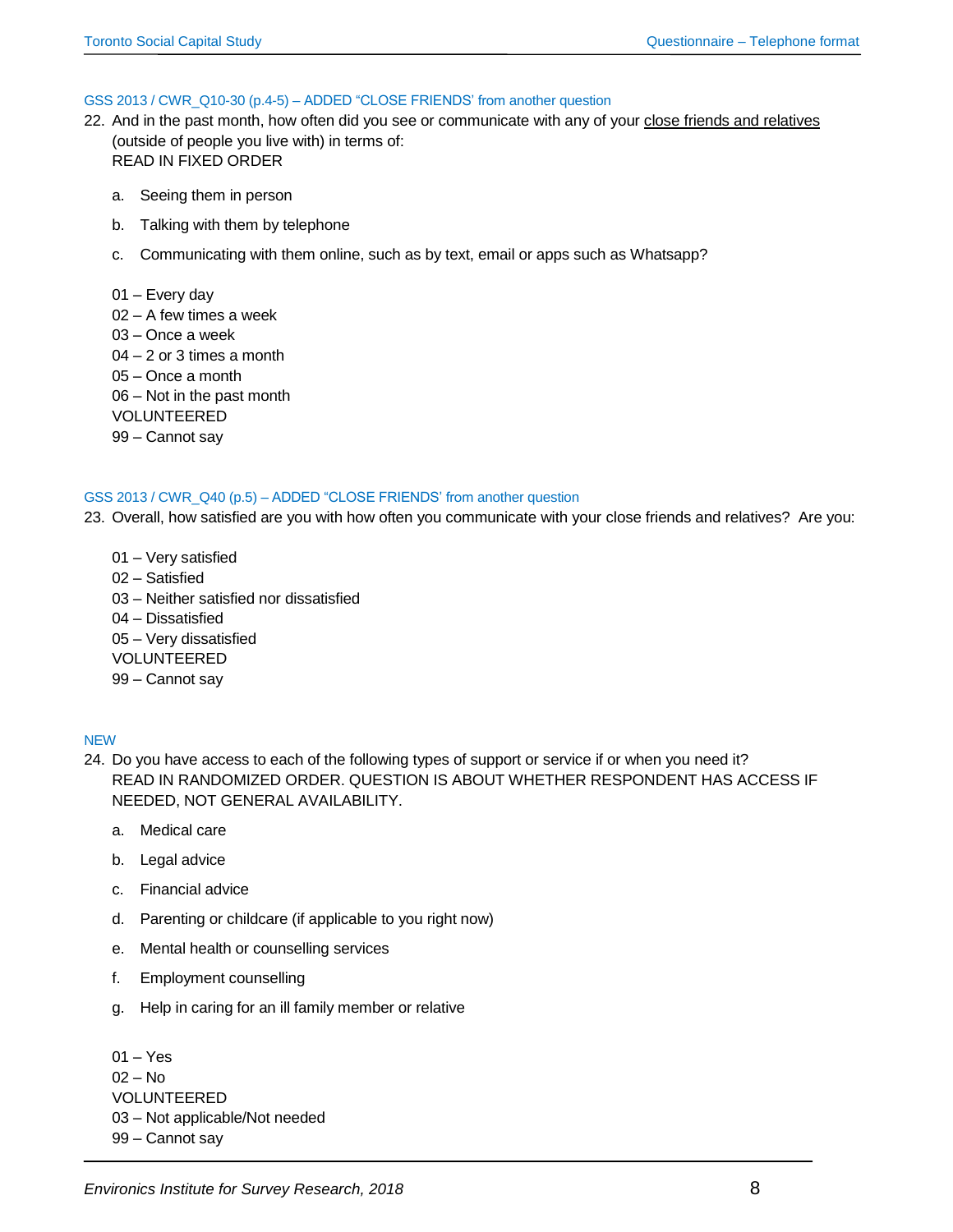GSS 2013 / CWR_Q10-30 (p.4-5) – ADDED "CLOSE FRIENDS' from another question

22. And in the past month, how often did you see or communicate with any of your <u>close friends and relatives</u> (outside of people you live with) in terms of:
    READ IN FIXED ORDER

    a. Seeing them in person
    b. Talking with them by telephone
    c. Communicating with them online, such as by text, email or apps such as Whatsapp?

    01 – Every day
    02 – A few times a week
    03 – Once a week
    04 – 2 or 3 times a month
    05 – Once a month
    06 – Not in the past month
    VOLUNTEERED
    99 – Cannot say

GSS 2013 / CWR_Q40 (p.5) – ADDED "CLOSE FRIENDS' from another question

23. Overall, how satisfied are you with how often you communicate with your close friends and relatives? Are you:

    01 – Very satisfied
    02 – Satisfied
    03 – Neither satisfied nor dissatisfied
    04 – Dissatisfied
    05 – Very dissatisfied
    VOLUNTEERED
    99 – Cannot say

NEW

24. Do you have access to each of the following types of support or service if or when you need it?
    READ IN RANDOMIZED ORDER. QUESTION IS ABOUT WHETHER RESPONDENT HAS ACCESS IF NEEDED, NOT GENERAL AVAILABILITY.

    a. Medical care
    b. Legal advice
    c. Financial advice
    d. Parenting or childcare (if applicable to you right now)
    e. Mental health or counselling services
    f. Employment counselling
    g. Help in caring for an ill family member or relative

    01 – Yes
    02 – No
    VOLUNTEERED
    03 – Not applicable/Not needed
    99 – Cannot say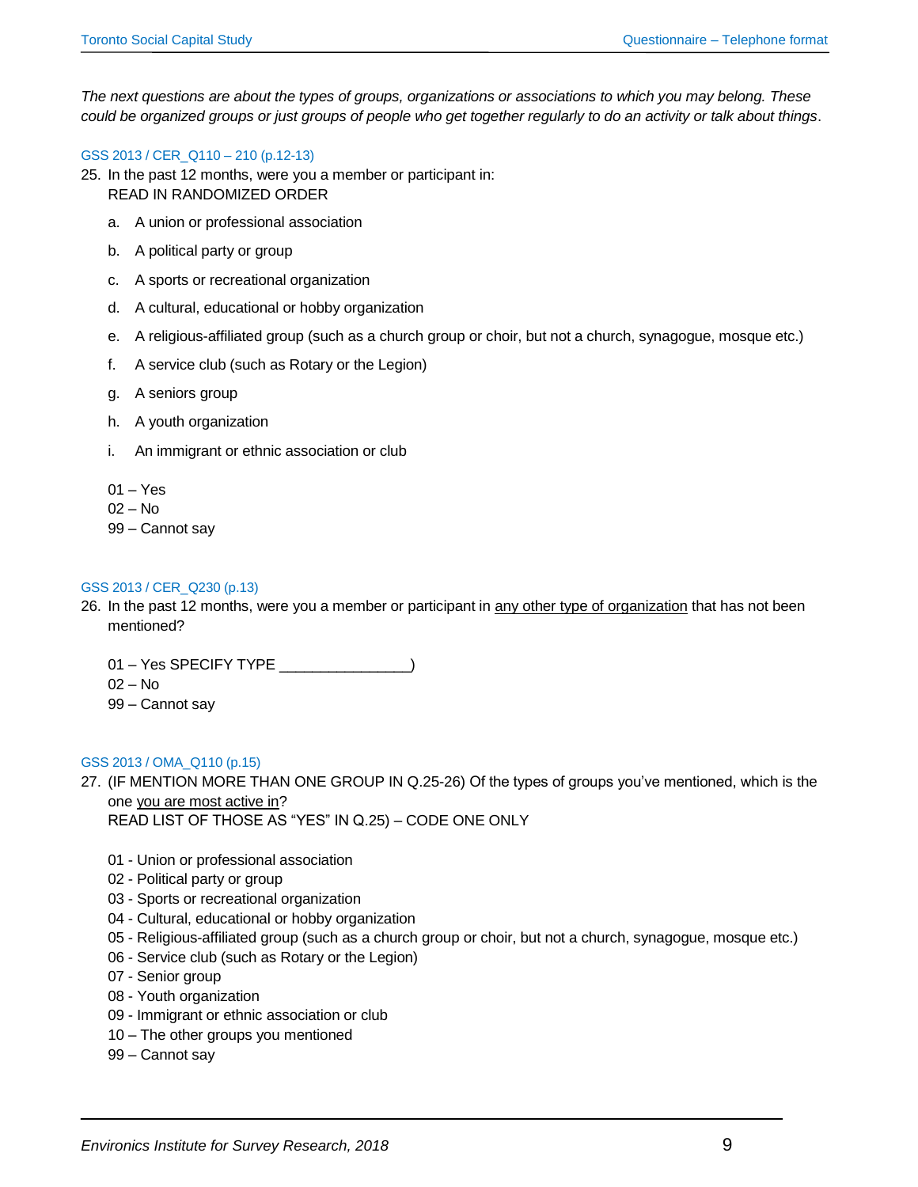*The next questions are about the types of groups, organizations or associations to which you may belong. These could be organized groups or just groups of people who get together regularly to do an activity or talk about things*.

GSS 2013 / CER_Q110 – 210 (p.12-13)

25. In the past 12 months, were you a member or participant in:
    READ IN RANDOMIZED ORDER

    a. A union or professional association
    b. A political party or group
    c. A sports or recreational organization
    d. A cultural, educational or hobby organization
    e. A religious-affiliated group (such as a church group or choir, but not a church, synagogue, mosque etc.)
    f. A service club (such as Rotary or the Legion)
    g. A seniors group
    h. A youth organization
    i. An immigrant or ethnic association or club

    01 – Yes
    02 – No
    99 – Cannot say

GSS 2013 / CER_Q230 (p.13)

26. In the past 12 months, were you a member or participant in <u>any other type of organization</u> that has not been mentioned?

    01 – Yes SPECIFY TYPE ________________)
    02 – No
    99 – Cannot say

GSS 2013 / OMA_Q110 (p.15)

27. (IF MENTION MORE THAN ONE GROUP IN Q.25-26) Of the types of groups you've mentioned, which is the one <u>you are most active in</u>?
    READ LIST OF THOSE AS "YES" IN Q.25) – CODE ONE ONLY

    01 - Union or professional association
    02 - Political party or group
    03 - Sports or recreational organization
    04 - Cultural, educational or hobby organization
    05 - Religious-affiliated group (such as a church group or choir, but not a church, synagogue, mosque etc.)
    06 - Service club (such as Rotary or the Legion)
    07 - Senior group
    08 - Youth organization
    09 - Immigrant or ethnic association or club
    10 – The other groups you mentioned
    99 – Cannot say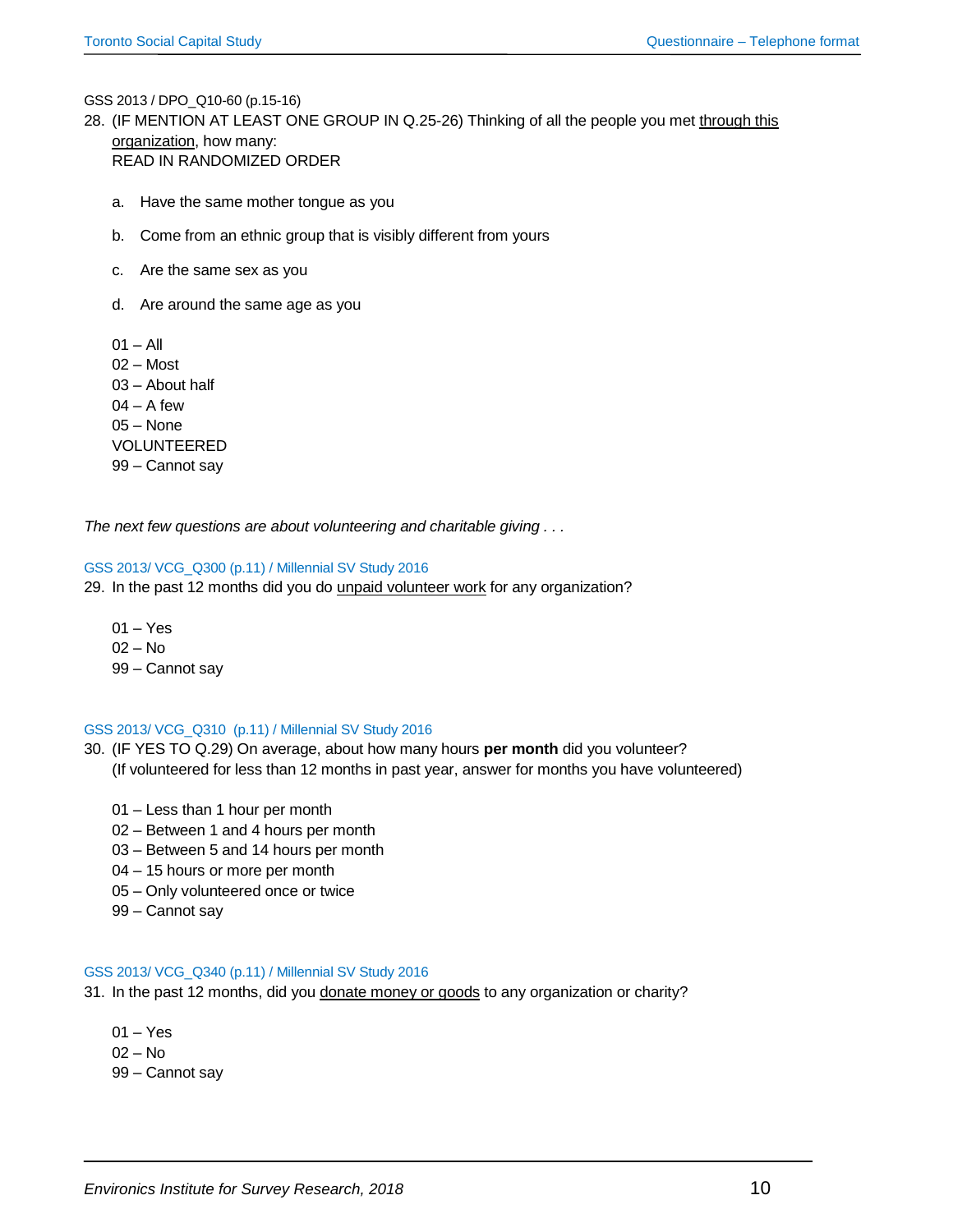GSS 2013 / DPO_Q10-60 (p.15-16)

28. (IF MENTION AT LEAST ONE GROUP IN Q.25-26) Thinking of all the people you met through this organization, how many:
READ IN RANDOMIZED ORDER

 a. Have the same mother tongue as you

 b. Come from an ethnic group that is visibly different from yours

 c. Are the same sex as you

 d. Are around the same age as you

 01 – All
 02 – Most
 03 – About half
 04 – A few
 05 – None
 VOLUNTEERED
 99 – Cannot say

*The next few questions are about volunteering and charitable giving . . .*

GSS 2013/ VCG_Q300 (p.11) / Millennial SV Study 2016

29. In the past 12 months did you do unpaid volunteer work for any organization?

 01 – Yes
 02 – No
 99 – Cannot say

GSS 2013/ VCG_Q310 (p.11) / Millennial SV Study 2016

30. (IF YES TO Q.29) On average, about how many hours **per month** did you volunteer?
(If volunteered for less than 12 months in past year, answer for months you have volunteered)

 01 – Less than 1 hour per month
 02 – Between 1 and 4 hours per month
 03 – Between 5 and 14 hours per month
 04 – 15 hours or more per month
 05 – Only volunteered once or twice
 99 – Cannot say

GSS 2013/ VCG_Q340 (p.11) / Millennial SV Study 2016

31. In the past 12 months, did you donate money or goods to any organization or charity?

 01 – Yes
 02 – No
 99 – Cannot say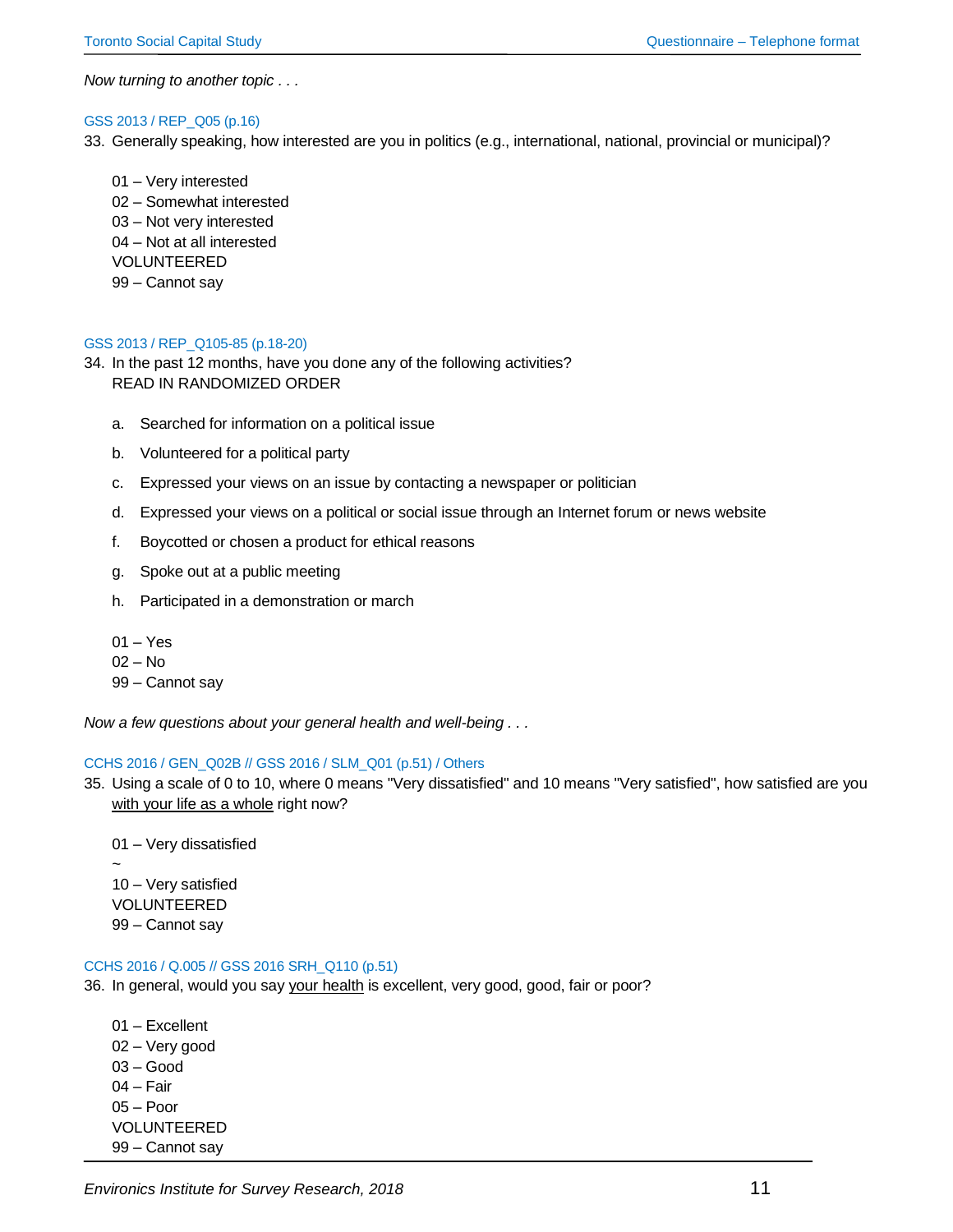*Now turning to another topic . . .*

GSS 2013 / REP_Q05 (p.16)

33. Generally speaking, how interested are you in politics (e.g., international, national, provincial or municipal)?

    01 – Very interested
    02 – Somewhat interested
    03 – Not very interested
    04 – Not at all interested
    VOLUNTEERED
    99 – Cannot say

GSS 2013 / REP_Q105-85 (p.18-20)

34. In the past 12 months, have you done any of the following activities?
    READ IN RANDOMIZED ORDER

    a. Searched for information on a political issue
    b. Volunteered for a political party
    c. Expressed your views on an issue by contacting a newspaper or politician
    d. Expressed your views on a political or social issue through an Internet forum or news website
    f. Boycotted or chosen a product for ethical reasons
    g. Spoke out at a public meeting
    h. Participated in a demonstration or march

    01 – Yes
    02 – No
    99 – Cannot say

*Now a few questions about your general health and well-being . . .*

CCHS 2016 / GEN_Q02B // GSS 2016 / SLM_Q01 (p.51) / Others

35. Using a scale of 0 to 10, where 0 means "Very dissatisfied" and 10 means "Very satisfied", how satisfied are you <u>with your life as a whole</u> right now?

    01 – Very dissatisfied
    ~
    10 – Very satisfied
    VOLUNTEERED
    99 – Cannot say

CCHS 2016 / Q.005 // GSS 2016 SRH_Q110 (p.51)

36. In general, would you say <u>your health</u> is excellent, very good, good, fair or poor?

    01 – Excellent
    02 – Very good
    03 – Good
    04 – Fair
    05 – Poor
    VOLUNTEERED
    99 – Cannot say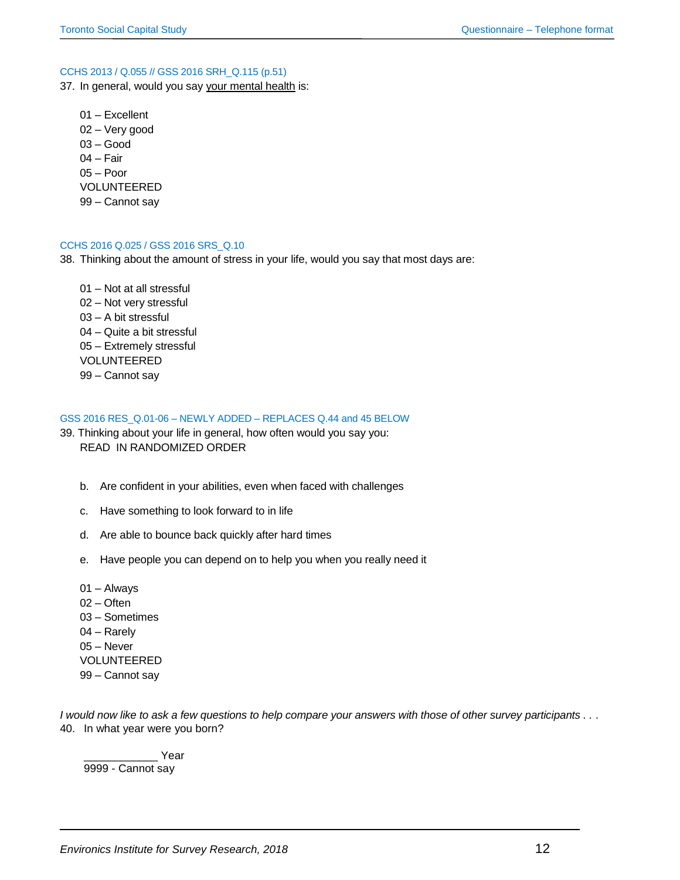CCHS 2013 / Q.055 // GSS 2016 SRH_Q.115 (p.51)

37. In general, would you say your mental health is:

01 – Excellent
02 – Very good
03 – Good
04 – Fair
05 – Poor
VOLUNTEERED
99 – Cannot say

CCHS 2016 Q.025 / GSS 2016 SRS_Q.10

38. Thinking about the amount of stress in your life, would you say that most days are:

01 – Not at all stressful
02 – Not very stressful
03 – A bit stressful
04 – Quite a bit stressful
05 – Extremely stressful
VOLUNTEERED
99 – Cannot say

GSS 2016 RES_Q.01-06 – NEWLY ADDED – REPLACES Q.44 and 45 BELOW

39. Thinking about your life in general, how often would you say you:
READ IN RANDOMIZED ORDER

b. Are confident in your abilities, even when faced with challenges

c. Have something to look forward to in life

d. Are able to bounce back quickly after hard times

e. Have people you can depend on to help you when you really need it

01 – Always
02 – Often
03 – Sometimes
04 – Rarely
05 – Never
VOLUNTEERED
99 – Cannot say

*I would now like to ask a few questions to help compare your answers with those of other survey participants . . .*

40. In what year were you born?

____________ Year
9999 - Cannot say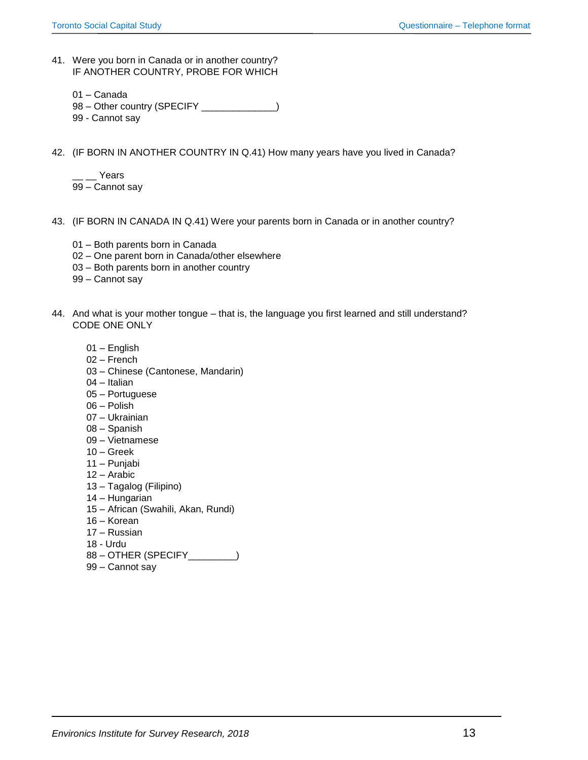41. Were you born in Canada or in another country?
    IF ANOTHER COUNTRY, PROBE FOR WHICH

    01 – Canada
    98 – Other country (SPECIFY _____________)
    99 - Cannot say

42. (IF BORN IN ANOTHER COUNTRY IN Q.41) How many years have you lived in Canada?

    __ __ Years
    99 – Cannot say

43. (IF BORN IN CANADA IN Q.41) Were your parents born in Canada or in another country?

    01 – Both parents born in Canada
    02 – One parent born in Canada/other elsewhere
    03 – Both parents born in another country
    99 – Cannot say

44. And what is your mother tongue – that is, the language you first learned and still understand?
    CODE ONE ONLY

    01 – English
    02 – French
    03 – Chinese (Cantonese, Mandarin)
    04 – Italian
    05 – Portuguese
    06 – Polish
    07 – Ukrainian
    08 – Spanish
    09 – Vietnamese
    10 – Greek
    11 – Punjabi
    12 – Arabic
    13 – Tagalog (Filipino)
    14 – Hungarian
    15 – African (Swahili, Akan, Rundi)
    16 – Korean
    17 – Russian
    18 - Urdu
    88 – OTHER (SPECIFY_________)
    99 – Cannot say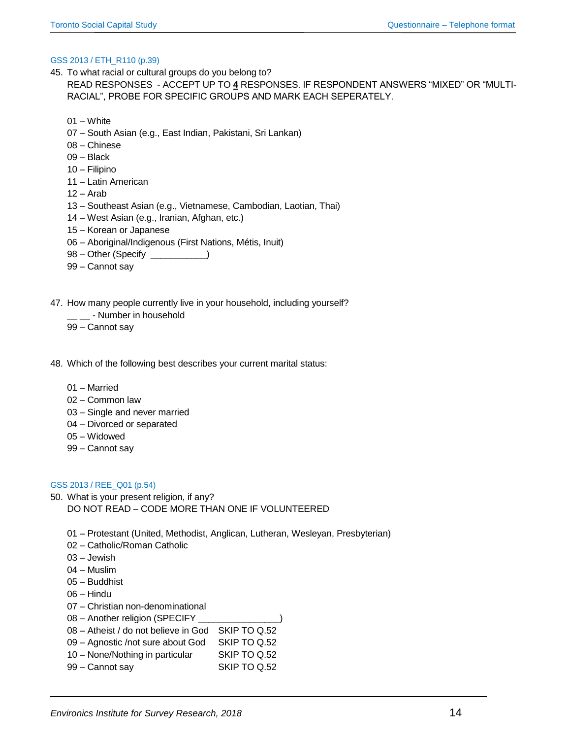GSS 2013 / ETH_R110 (p.39)

45. To what racial or cultural groups do you belong to?
    READ RESPONSES - ACCEPT UP TO **4** RESPONSES. IF RESPONDENT ANSWERS "MIXED" OR "MULTI-RACIAL", PROBE FOR SPECIFIC GROUPS AND MARK EACH SEPERATELY.

    01 – White
    07 – South Asian (e.g., East Indian, Pakistani, Sri Lankan)
    08 – Chinese
    09 – Black
    10 – Filipino
    11 – Latin American
    12 – Arab
    13 – Southeast Asian (e.g., Vietnamese, Cambodian, Laotian, Thai)
    14 – West Asian (e.g., Iranian, Afghan, etc.)
    15 – Korean or Japanese
    06 – Aboriginal/Indigenous (First Nations, Métis, Inuit)
    98 – Other (Specify ___________)
    99 – Cannot say

47. How many people currently live in your household, including yourself?
    __ __ - Number in household
    99 – Cannot say

48. Which of the following best describes your current marital status:

    01 – Married
    02 – Common law
    03 – Single and never married
    04 – Divorced or separated
    05 – Widowed
    99 – Cannot say

GSS 2013 / REE_Q01 (p.54)

50. What is your present religion, if any?
    DO NOT READ – CODE MORE THAN ONE IF VOLUNTEERED

    01 – Protestant (United, Methodist, Anglican, Lutheran, Wesleyan, Presbyterian)
    02 – Catholic/Roman Catholic
    03 – Jewish
    04 – Muslim
    05 – Buddhist
    06 – Hindu
    07 – Christian non-denominational
    08 – Another religion (SPECIFY ________________)
    08 – Atheist / do not believe in God SKIP TO Q.52
    09 – Agnostic /not sure about God SKIP TO Q.52
    10 – None/Nothing in particular SKIP TO Q.52
    99 – Cannot say SKIP TO Q.52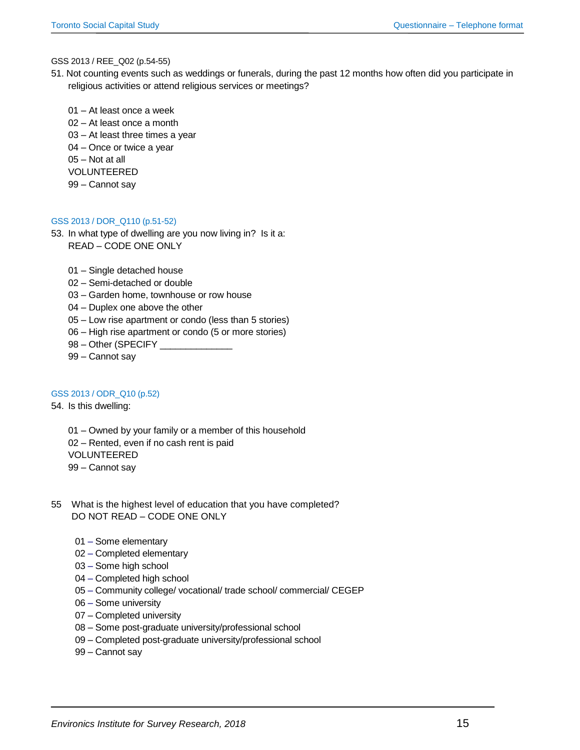GSS 2013 / REE_Q02 (p.54-55)

51. Not counting events such as weddings or funerals, during the past 12 months how often did you participate in religious activities or attend religious services or meetings?

    01 – At least once a week
    02 – At least once a month
    03 – At least three times a year
    04 – Once or twice a year
    05 – Not at all
    VOLUNTEERED
    99 – Cannot say

GSS 2013 / DOR_Q110 (p.51-52)

53. In what type of dwelling are you now living in? Is it a:
    READ – CODE ONE ONLY

    01 – Single detached house
    02 – Semi-detached or double
    03 – Garden home, townhouse or row house
    04 – Duplex one above the other
    05 – Low rise apartment or condo (less than 5 stories)
    06 – High rise apartment or condo (5 or more stories)
    98 – Other (SPECIFY ______________
    99 – Cannot say

GSS 2013 / ODR_Q10 (p.52)

54. Is this dwelling:

    01 – Owned by your family or a member of this household
    02 – Rented, even if no cash rent is paid
    VOLUNTEERED
    99 – Cannot say

55 What is the highest level of education that you have completed?
    DO NOT READ – CODE ONE ONLY

    01 – Some elementary
    02 – Completed elementary
    03 – Some high school
    04 – Completed high school
    05 – Community college/ vocational/ trade school/ commercial/ CEGEP
    06 – Some university
    07 – Completed university
    08 – Some post-graduate university/professional school
    09 – Completed post-graduate university/professional school
    99 – Cannot say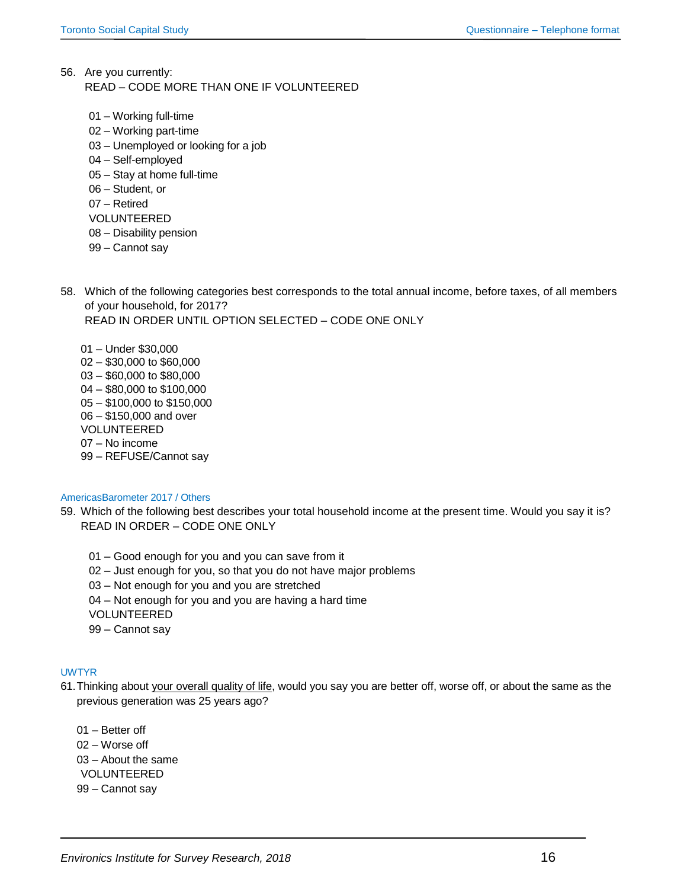56. Are you currently:
READ – CODE MORE THAN ONE IF VOLUNTEERED

01 – Working full-time
02 – Working part-time
03 – Unemployed or looking for a job
04 – Self-employed
05 – Stay at home full-time
06 – Student, or
07 – Retired
VOLUNTEERED
08 – Disability pension
99 – Cannot say

58. Which of the following categories best corresponds to the total annual income, before taxes, of all members of your household, for 2017?
READ IN ORDER UNTIL OPTION SELECTED – CODE ONE ONLY

01 – Under $30,000
02 – $30,000 to $60,000
03 – $60,000 to $80,000
04 – $80,000 to $100,000
05 – $100,000 to $150,000
06 – $150,000 and over
VOLUNTEERED
07 – No income
99 – REFUSE/Cannot say

AmericasBarometer 2017 / Others

59. Which of the following best describes your total household income at the present time. Would you say it is?
READ IN ORDER – CODE ONE ONLY

01 – Good enough for you and you can save from it
02 – Just enough for you, so that you do not have major problems
03 – Not enough for you and you are stretched
04 – Not enough for you and you are having a hard time
VOLUNTEERED
99 – Cannot say

UWTYR

61. Thinking about <u>your overall quality of life</u>, would you say you are better off, worse off, or about the same as the previous generation was 25 years ago?

01 – Better off
02 – Worse off
03 – About the same
VOLUNTEERED
99 – Cannot say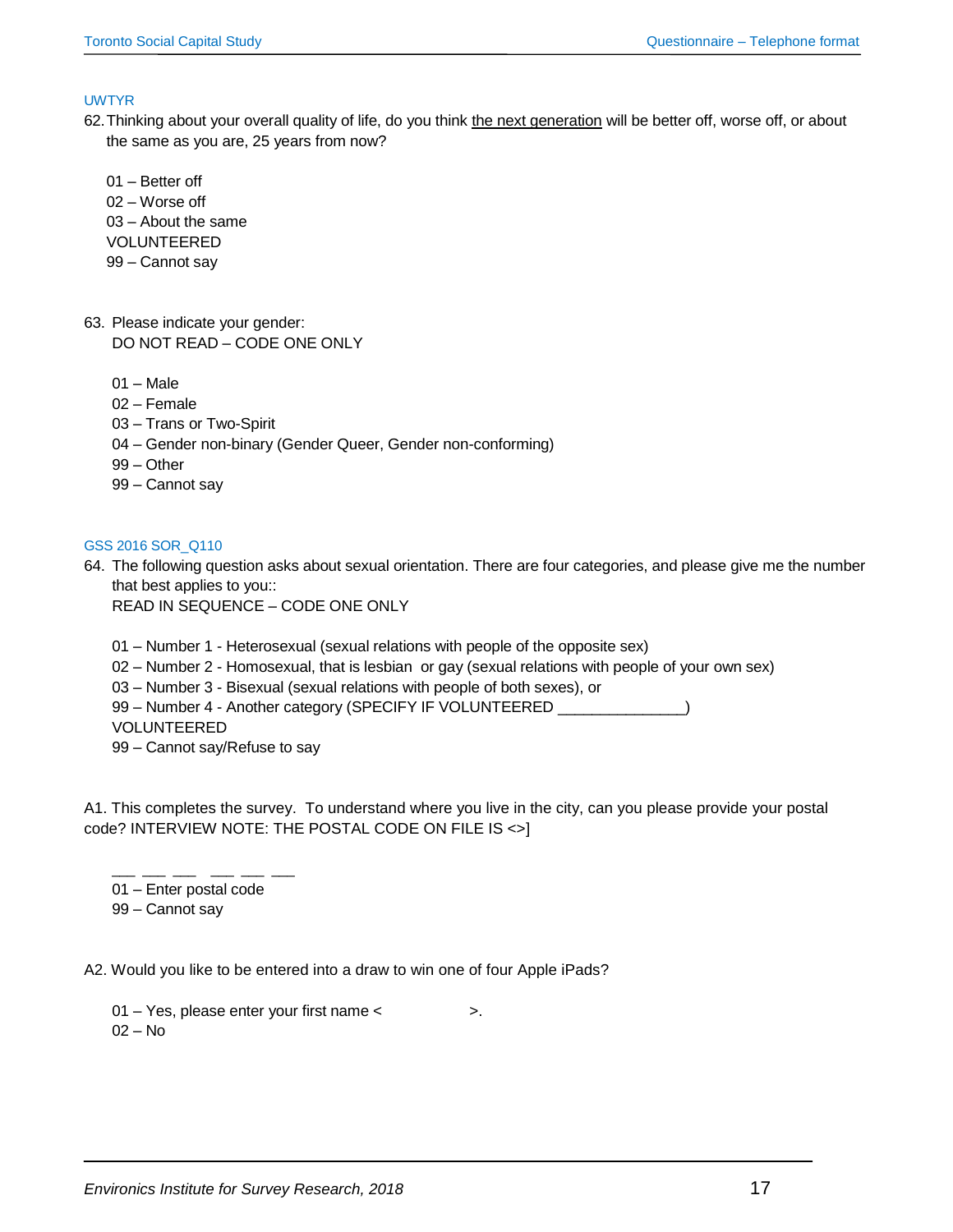UWTYR

62. Thinking about your overall quality of life, do you think <u>the next generation</u> will be better off, worse off, or about the same as you are, 25 years from now?

    01 – Better off
    02 – Worse off
    03 – About the same
    VOLUNTEERED
    99 – Cannot say

63. Please indicate your gender:
    DO NOT READ – CODE ONE ONLY

    01 – Male
    02 – Female
    03 – Trans or Two-Spirit
    04 – Gender non-binary (Gender Queer, Gender non-conforming)
    99 – Other
    99 – Cannot say

GSS 2016 SOR_Q110

64. The following question asks about sexual orientation. There are four categories, and please give me the number that best applies to you::
    READ IN SEQUENCE – CODE ONE ONLY

    01 – Number 1 - Heterosexual (sexual relations with people of the opposite sex)
    02 – Number 2 - Homosexual, that is lesbian or gay (sexual relations with people of your own sex)
    03 – Number 3 - Bisexual (sexual relations with people of both sexes), or
    99 – Number 4 - Another category (SPECIFY IF VOLUNTEERED ______________)
    VOLUNTEERED
    99 – Cannot say/Refuse to say

A1. This completes the survey. To understand where you live in the city, can you please provide your postal code? INTERVIEW NOTE: THE POSTAL CODE ON FILE IS <>]

    ___ ___ ___   ___ ___ ___
    01 – Enter postal code
    99 – Cannot say

A2. Would you like to be entered into a draw to win one of four Apple iPads?

    01 – Yes, please enter your first name <                    >.
    02 – No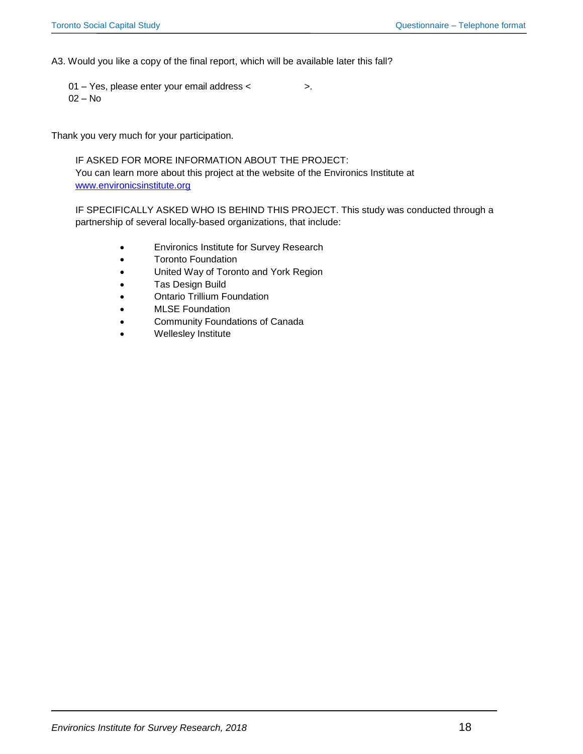A3. Would you like a copy of the final report, which will be available later this fall?

01 – Yes, please enter your email address < >.
02 – No

Thank you very much for your participation.

IF ASKED FOR MORE INFORMATION ABOUT THE PROJECT:
You can learn more about this project at the website of the Environics Institute at www.environicsinstitute.org

IF SPECIFICALLY ASKED WHO IS BEHIND THIS PROJECT. This study was conducted through a partnership of several locally-based organizations, that include:

- Environics Institute for Survey Research
- Toronto Foundation
- United Way of Toronto and York Region
- Tas Design Build
- Ontario Trillium Foundation
- MLSE Foundation
- Community Foundations of Canada
- Wellesley Institute